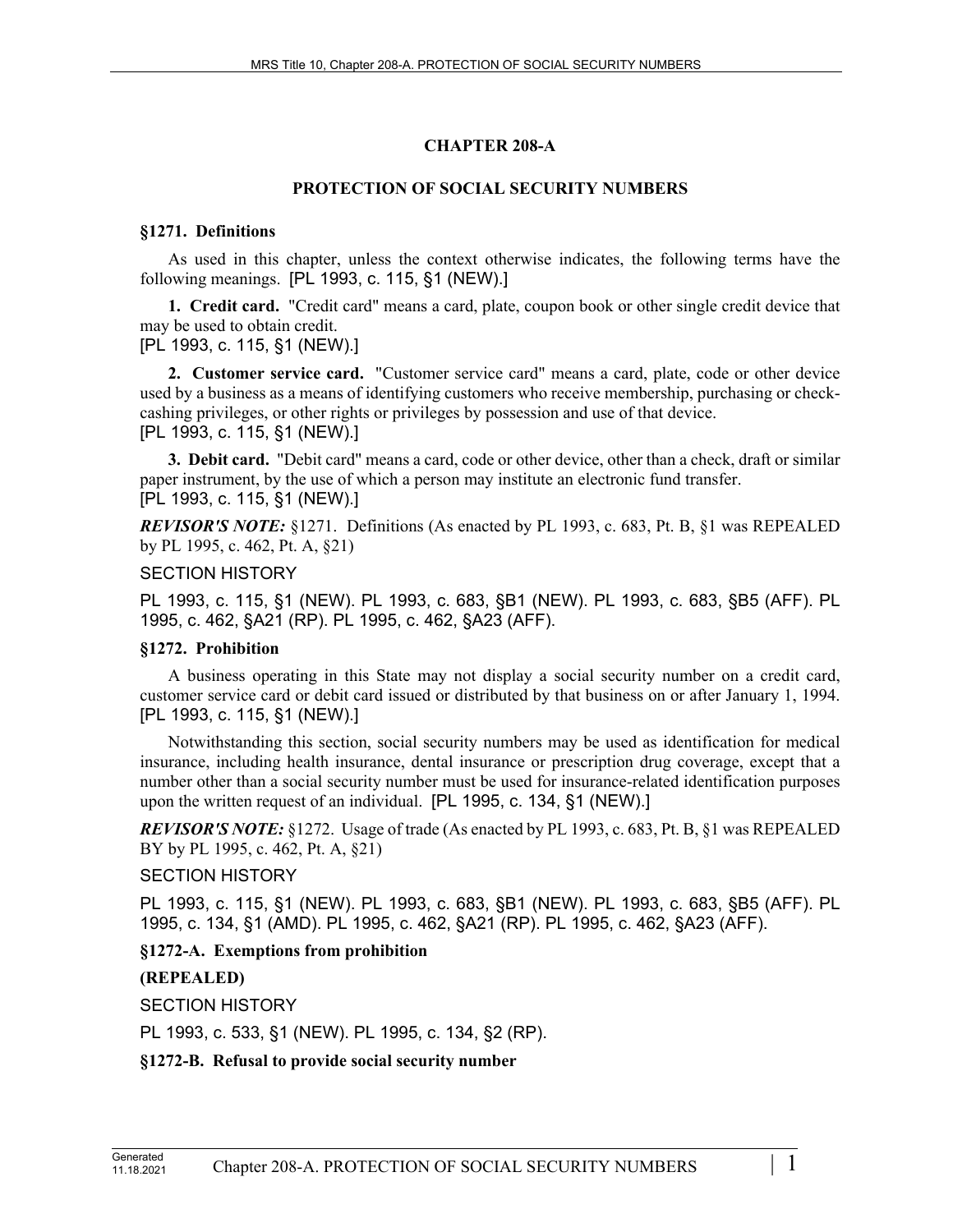# CHAPTER 208-A

## PROTECTION OF SOCIAL SECURITY NUMBERS

### §1271. Definitions

As used in this chapter, unless the context otherwise indicates, the following terms have the following meanings. [PL 1993, c. 115, §1 (NEW).]

**1. Credit card.** "Credit card" means a card, plate, coupon book or other single credit device that may be used to obtain credit.
[PL 1993, c. 115, §1 (NEW).]

**2. Customer service card.** "Customer service card" means a card, plate, code or other device used by a business as a means of identifying customers who receive membership, purchasing or check-cashing privileges, or other rights or privileges by possession and use of that device.
[PL 1993, c. 115, §1 (NEW).]

**3. Debit card.** "Debit card" means a card, code or other device, other than a check, draft or similar paper instrument, by the use of which a person may institute an electronic fund transfer.
[PL 1993, c. 115, §1 (NEW).]

***REVISOR'S NOTE:*** §1271. Definitions (As enacted by PL 1993, c. 683, Pt. B, §1 was REPEALED by PL 1995, c. 462, Pt. A, §21)

SECTION HISTORY

PL 1993, c. 115, §1 (NEW). PL 1993, c. 683, §B1 (NEW). PL 1993, c. 683, §B5 (AFF). PL 1995, c. 462, §A21 (RP). PL 1995, c. 462, §A23 (AFF).

### §1272. Prohibition

A business operating in this State may not display a social security number on a credit card, customer service card or debit card issued or distributed by that business on or after January 1, 1994.
[PL 1993, c. 115, §1 (NEW).]

Notwithstanding this section, social security numbers may be used as identification for medical insurance, including health insurance, dental insurance or prescription drug coverage, except that a number other than a social security number must be used for insurance-related identification purposes upon the written request of an individual. [PL 1995, c. 134, §1 (NEW).]

***REVISOR'S NOTE:*** §1272. Usage of trade (As enacted by PL 1993, c. 683, Pt. B, §1 was REPEALED BY by PL 1995, c. 462, Pt. A, §21)

SECTION HISTORY

PL 1993, c. 115, §1 (NEW). PL 1993, c. 683, §B1 (NEW). PL 1993, c. 683, §B5 (AFF). PL 1995, c. 134, §1 (AMD). PL 1995, c. 462, §A21 (RP). PL 1995, c. 462, §A23 (AFF).

### §1272-A. Exemptions from prohibition

**(REPEALED)**

SECTION HISTORY

PL 1993, c. 533, §1 (NEW). PL 1995, c. 134, §2 (RP).

### §1272-B. Refusal to provide social security number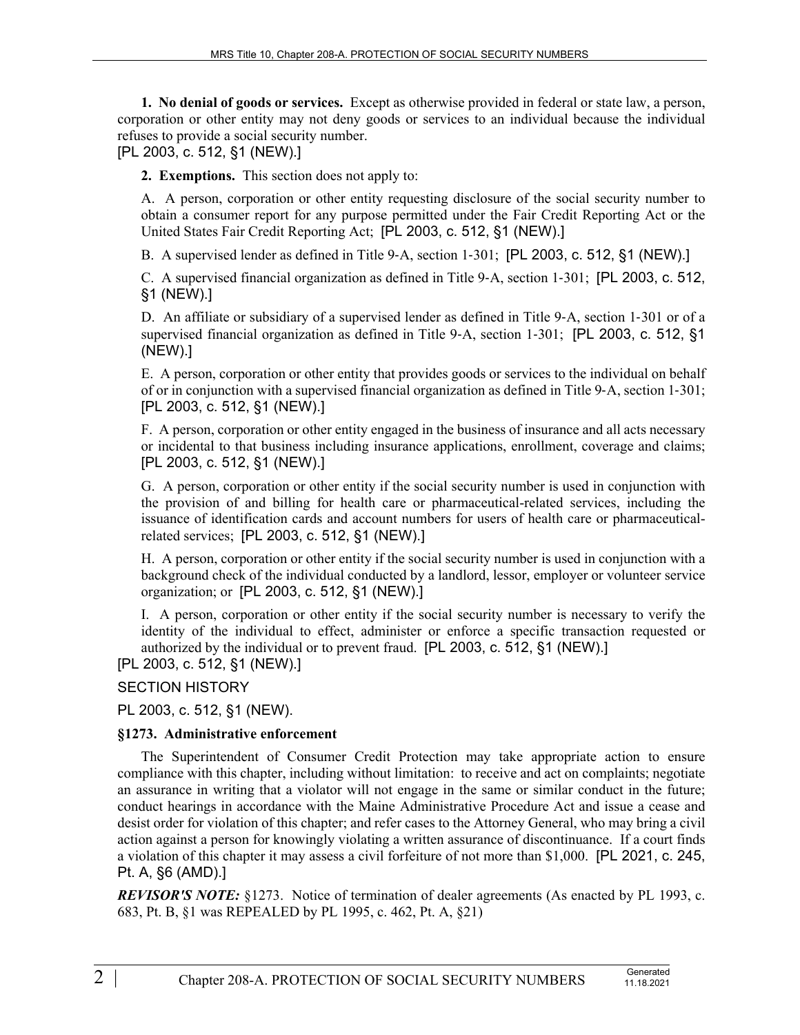**1. No denial of goods or services.** Except as otherwise provided in federal or state law, a person, corporation or other entity may not deny goods or services to an individual because the individual refuses to provide a social security number.

[PL 2003, c. 512, §1 (NEW).]

**2. Exemptions.** This section does not apply to:

A. A person, corporation or other entity requesting disclosure of the social security number to obtain a consumer report for any purpose permitted under the Fair Credit Reporting Act or the United States Fair Credit Reporting Act; [PL 2003, c. 512, §1 (NEW).]

B. A supervised lender as defined in Title 9-A, section 1-301; [PL 2003, c. 512, §1 (NEW).]

C. A supervised financial organization as defined in Title 9-A, section 1-301; [PL 2003, c. 512, §1 (NEW).]

D. An affiliate or subsidiary of a supervised lender as defined in Title 9-A, section 1-301 or of a supervised financial organization as defined in Title 9-A, section 1-301; [PL 2003, c. 512, §1 (NEW).]

E. A person, corporation or other entity that provides goods or services to the individual on behalf of or in conjunction with a supervised financial organization as defined in Title 9‑A, section 1-301; [PL 2003, c. 512, §1 (NEW).]

F. A person, corporation or other entity engaged in the business of insurance and all acts necessary or incidental to that business including insurance applications, enrollment, coverage and claims; [PL 2003, c. 512, §1 (NEW).]

G. A person, corporation or other entity if the social security number is used in conjunction with the provision of and billing for health care or pharmaceutical-related services, including the issuance of identification cards and account numbers for users of health care or pharmaceutical-related services; [PL 2003, c. 512, §1 (NEW).]

H. A person, corporation or other entity if the social security number is used in conjunction with a background check of the individual conducted by a landlord, lessor, employer or volunteer service organization; or [PL 2003, c. 512, §1 (NEW).]

I. A person, corporation or other entity if the social security number is necessary to verify the identity of the individual to effect, administer or enforce a specific transaction requested or authorized by the individual or to prevent fraud. [PL 2003, c. 512, §1 (NEW).]

[PL 2003, c. 512, §1 (NEW).]

SECTION HISTORY

PL 2003, c. 512, §1 (NEW).

**§1273. Administrative enforcement**

The Superintendent of Consumer Credit Protection may take appropriate action to ensure compliance with this chapter, including without limitation: to receive and act on complaints; negotiate an assurance in writing that a violator will not engage in the same or similar conduct in the future; conduct hearings in accordance with the Maine Administrative Procedure Act and issue a cease and desist order for violation of this chapter; and refer cases to the Attorney General, who may bring a civil action against a person for knowingly violating a written assurance of discontinuance. If a court finds a violation of this chapter it may assess a civil forfeiture of not more than $1,000. [PL 2021, c. 245, Pt. A, §6 (AMD).]

***REVISOR'S NOTE:*** §1273. Notice of termination of dealer agreements (As enacted by PL 1993, c. 683, Pt. B, §1 was REPEALED by PL 1995, c. 462, Pt. A, §21)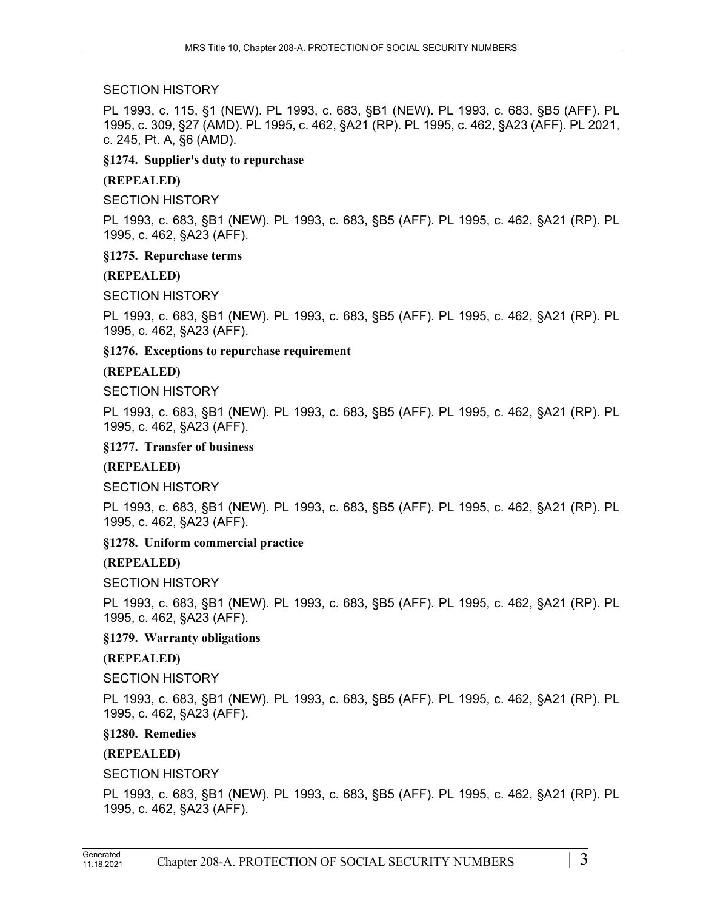SECTION HISTORY

PL 1993, c. 115, §1 (NEW). PL 1993, c. 683, §B1 (NEW). PL 1993, c. 683, §B5 (AFF). PL 1995, c. 309, §27 (AMD). PL 1995, c. 462, §A21 (RP). PL 1995, c. 462, §A23 (AFF). PL 2021, c. 245, Pt. A, §6 (AMD).

**§1274. Supplier's duty to repurchase**

**(REPEALED)**

SECTION HISTORY

PL 1993, c. 683, §B1 (NEW). PL 1993, c. 683, §B5 (AFF). PL 1995, c. 462, §A21 (RP). PL 1995, c. 462, §A23 (AFF).

**§1275. Repurchase terms**

**(REPEALED)**

SECTION HISTORY

PL 1993, c. 683, §B1 (NEW). PL 1993, c. 683, §B5 (AFF). PL 1995, c. 462, §A21 (RP). PL 1995, c. 462, §A23 (AFF).

**§1276. Exceptions to repurchase requirement**

**(REPEALED)**

SECTION HISTORY

PL 1993, c. 683, §B1 (NEW). PL 1993, c. 683, §B5 (AFF). PL 1995, c. 462, §A21 (RP). PL 1995, c. 462, §A23 (AFF).

**§1277. Transfer of business**

**(REPEALED)**

SECTION HISTORY

PL 1993, c. 683, §B1 (NEW). PL 1993, c. 683, §B5 (AFF). PL 1995, c. 462, §A21 (RP). PL 1995, c. 462, §A23 (AFF).

**§1278. Uniform commercial practice**

**(REPEALED)**

SECTION HISTORY

PL 1993, c. 683, §B1 (NEW). PL 1993, c. 683, §B5 (AFF). PL 1995, c. 462, §A21 (RP). PL 1995, c. 462, §A23 (AFF).

**§1279. Warranty obligations**

**(REPEALED)**

SECTION HISTORY

PL 1993, c. 683, §B1 (NEW). PL 1993, c. 683, §B5 (AFF). PL 1995, c. 462, §A21 (RP). PL 1995, c. 462, §A23 (AFF).

**§1280. Remedies**

**(REPEALED)**

SECTION HISTORY

PL 1993, c. 683, §B1 (NEW). PL 1993, c. 683, §B5 (AFF). PL 1995, c. 462, §A21 (RP). PL 1995, c. 462, §A23 (AFF).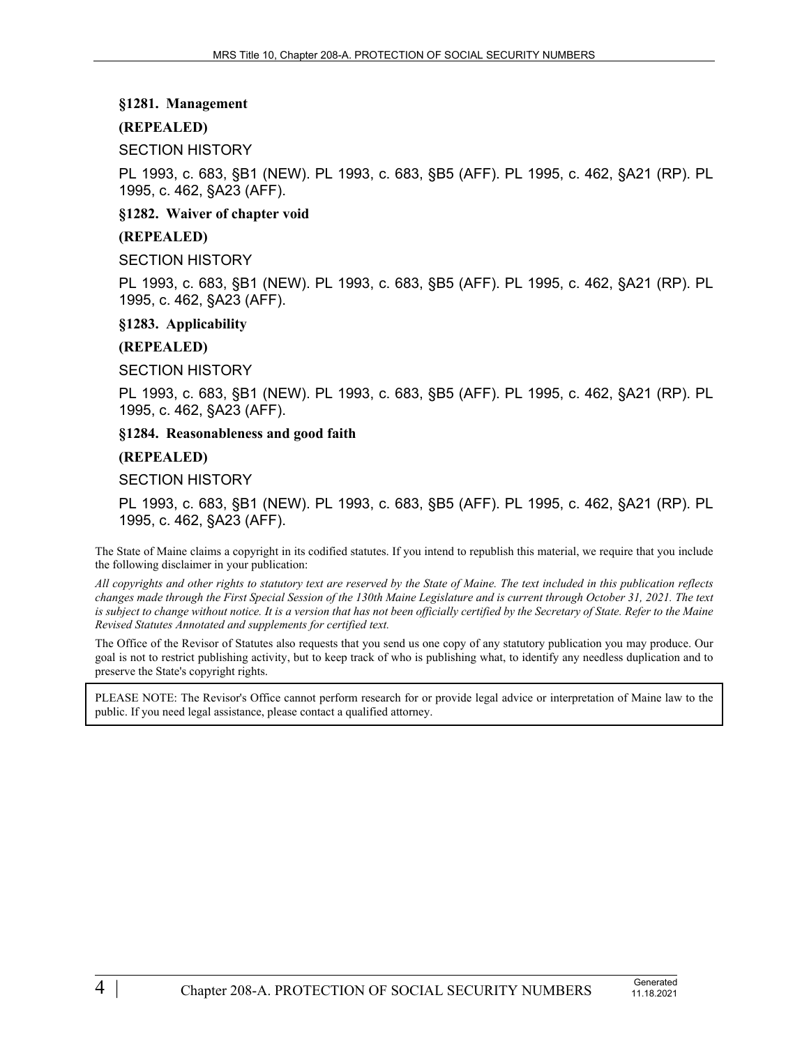**§1281. Management**

**(REPEALED)**

SECTION HISTORY

PL 1993, c. 683, §B1 (NEW). PL 1993, c. 683, §B5 (AFF). PL 1995, c. 462, §A21 (RP). PL 1995, c. 462, §A23 (AFF).

**§1282. Waiver of chapter void**

**(REPEALED)**

SECTION HISTORY

PL 1993, c. 683, §B1 (NEW). PL 1993, c. 683, §B5 (AFF). PL 1995, c. 462, §A21 (RP). PL 1995, c. 462, §A23 (AFF).

**§1283. Applicability**

**(REPEALED)**

SECTION HISTORY

PL 1993, c. 683, §B1 (NEW). PL 1993, c. 683, §B5 (AFF). PL 1995, c. 462, §A21 (RP). PL 1995, c. 462, §A23 (AFF).

**§1284. Reasonableness and good faith**

**(REPEALED)**

SECTION HISTORY

PL 1993, c. 683, §B1 (NEW). PL 1993, c. 683, §B5 (AFF). PL 1995, c. 462, §A21 (RP). PL 1995, c. 462, §A23 (AFF).

The State of Maine claims a copyright in its codified statutes. If you intend to republish this material, we require that you include the following disclaimer in your publication:

*All copyrights and other rights to statutory text are reserved by the State of Maine. The text included in this publication reflects changes made through the First Special Session of the 130th Maine Legislature and is current through October 31, 2021. The text is subject to change without notice. It is a version that has not been officially certified by the Secretary of State. Refer to the Maine Revised Statutes Annotated and supplements for certified text.*

The Office of the Revisor of Statutes also requests that you send us one copy of any statutory publication you may produce. Our goal is not to restrict publishing activity, but to keep track of who is publishing what, to identify any needless duplication and to preserve the State's copyright rights.

PLEASE NOTE: The Revisor's Office cannot perform research for or provide legal advice or interpretation of Maine law to the public. If you need legal assistance, please contact a qualified attorney.